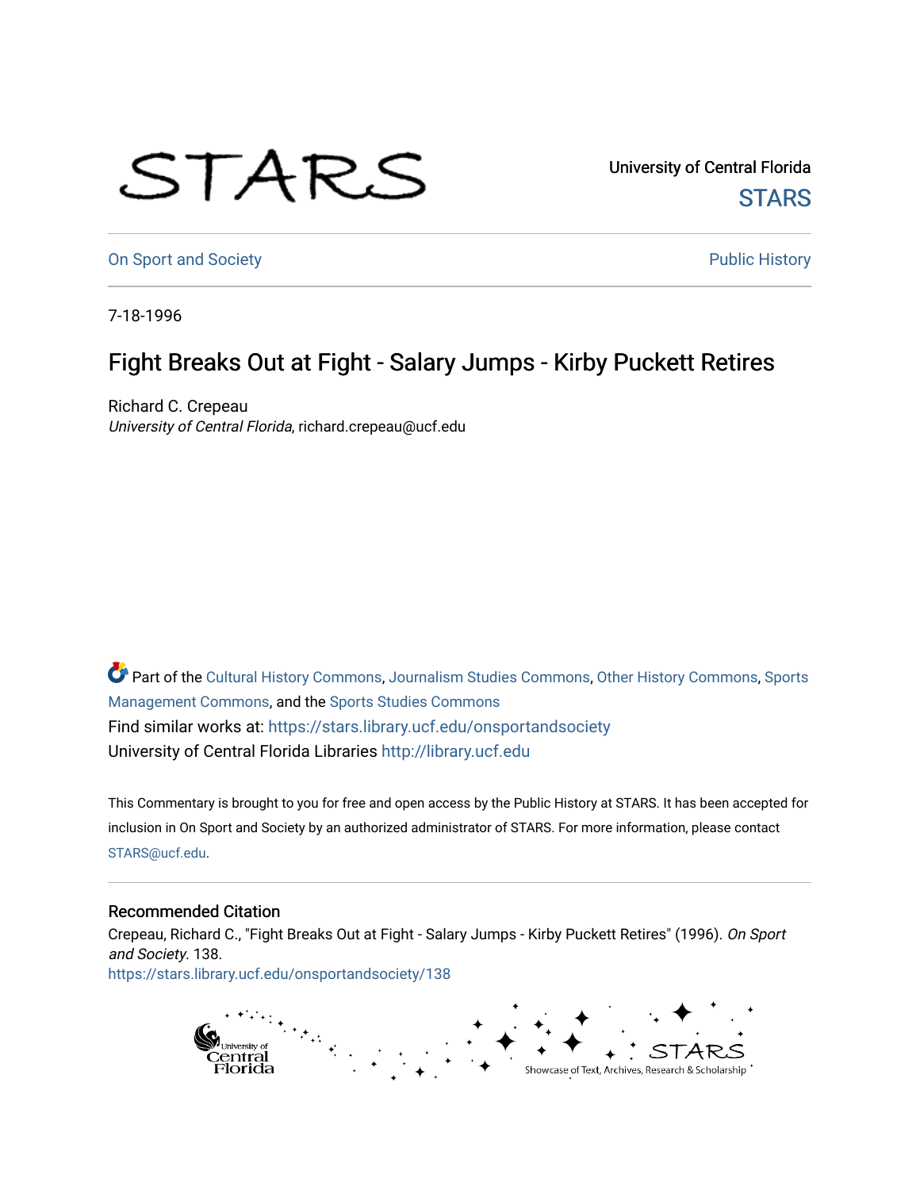University of Central Florida

STARS

On Sport and Society

Public History

7-18-1996

# Fight Breaks Out at Fight - Salary Jumps - Kirby Puckett Retires

Richard C. Crepeau
*University of Central Florida*, richard.crepeau@ucf.edu

Part of the Cultural History Commons, Journalism Studies Commons, Other History Commons, Sports Management Commons, and the Sports Studies Commons
Find similar works at: https://stars.library.ucf.edu/onsportandsociety
University of Central Florida Libraries http://library.ucf.edu

This Commentary is brought to you for free and open access by the Public History at STARS. It has been accepted for inclusion in On Sport and Society by an authorized administrator of STARS. For more information, please contact STARS@ucf.edu.

## Recommended Citation

Crepeau, Richard C., "Fight Breaks Out at Fight - Salary Jumps - Kirby Puckett Retires" (1996). *On Sport and Society*. 138.
https://stars.library.ucf.edu/onsportandsociety/138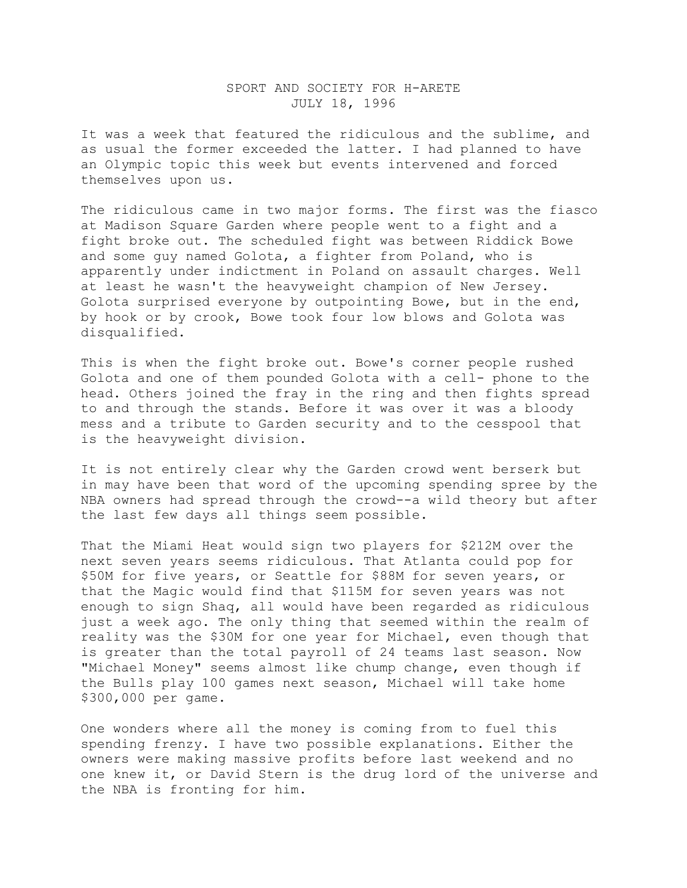SPORT AND SOCIETY FOR H-ARETE
JULY 18, 1996

It was a week that featured the ridiculous and the sublime, and as usual the former exceeded the latter. I had planned to have an Olympic topic this week but events intervened and forced themselves upon us.

The ridiculous came in two major forms. The first was the fiasco at Madison Square Garden where people went to a fight and a fight broke out. The scheduled fight was between Riddick Bowe and some guy named Golota, a fighter from Poland, who is apparently under indictment in Poland on assault charges. Well at least he wasn't the heavyweight champion of New Jersey. Golota surprised everyone by outpointing Bowe, but in the end, by hook or by crook, Bowe took four low blows and Golota was disqualified.

This is when the fight broke out. Bowe's corner people rushed Golota and one of them pounded Golota with a cell- phone to the head. Others joined the fray in the ring and then fights spread to and through the stands. Before it was over it was a bloody mess and a tribute to Garden security and to the cesspool that is the heavyweight division.

It is not entirely clear why the Garden crowd went berserk but in may have been that word of the upcoming spending spree by the NBA owners had spread through the crowd--a wild theory but after the last few days all things seem possible.

That the Miami Heat would sign two players for $212M over the next seven years seems ridiculous. That Atlanta could pop for $50M for five years, or Seattle for $88M for seven years, or that the Magic would find that $115M for seven years was not enough to sign Shaq, all would have been regarded as ridiculous just a week ago. The only thing that seemed within the realm of reality was the $30M for one year for Michael, even though that is greater than the total payroll of 24 teams last season. Now "Michael Money" seems almost like chump change, even though if the Bulls play 100 games next season, Michael will take home $300,000 per game.

One wonders where all the money is coming from to fuel this spending frenzy. I have two possible explanations. Either the owners were making massive profits before last weekend and no one knew it, or David Stern is the drug lord of the universe and the NBA is fronting for him.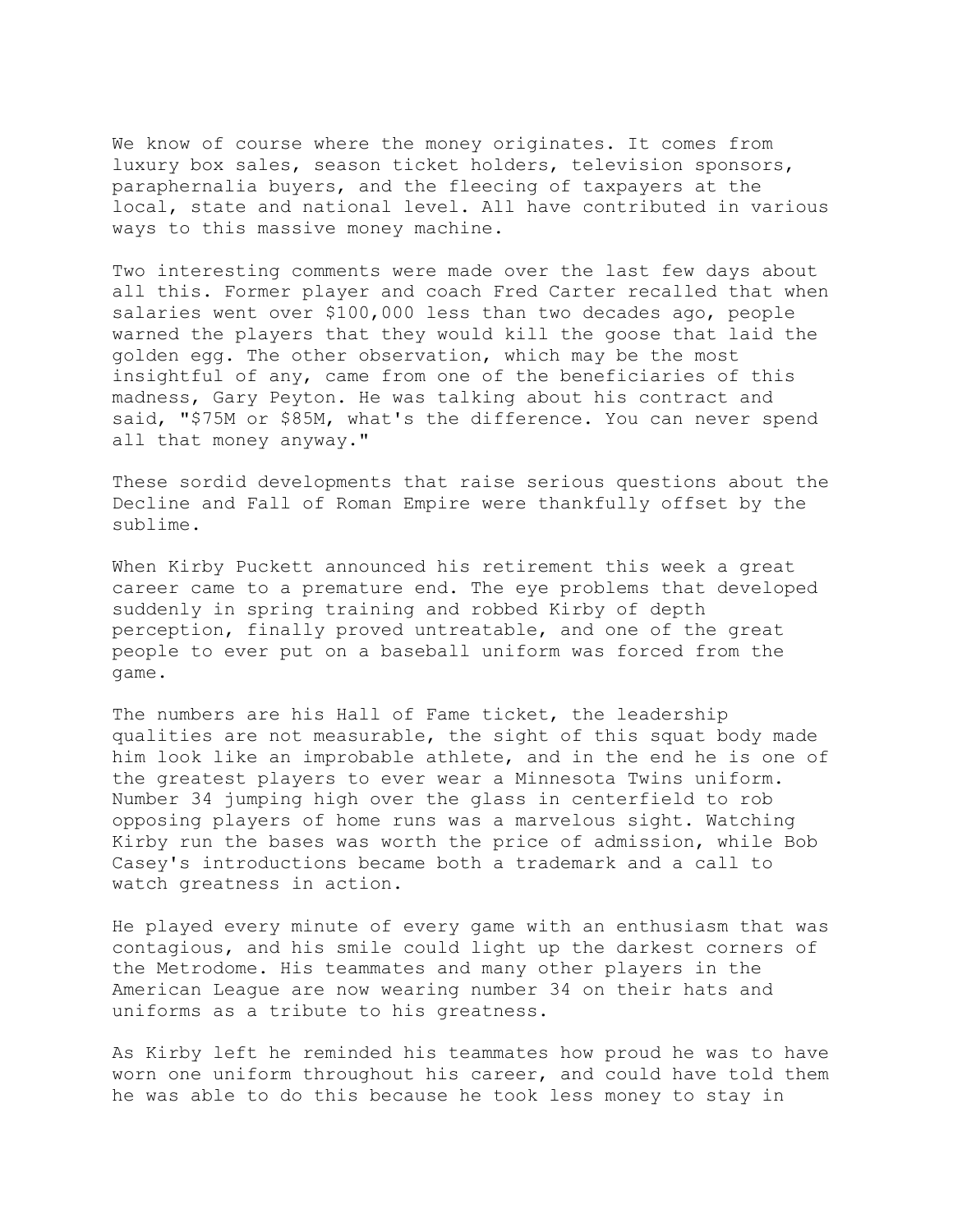We know of course where the money originates. It comes from luxury box sales, season ticket holders, television sponsors, paraphernalia buyers, and the fleecing of taxpayers at the local, state and national level. All have contributed in various ways to this massive money machine.

Two interesting comments were made over the last few days about all this. Former player and coach Fred Carter recalled that when salaries went over $100,000 less than two decades ago, people warned the players that they would kill the goose that laid the golden egg. The other observation, which may be the most insightful of any, came from one of the beneficiaries of this madness, Gary Peyton. He was talking about his contract and said, "$75M or $85M, what's the difference. You can never spend all that money anyway."

These sordid developments that raise serious questions about the Decline and Fall of Roman Empire were thankfully offset by the sublime.

When Kirby Puckett announced his retirement this week a great career came to a premature end. The eye problems that developed suddenly in spring training and robbed Kirby of depth perception, finally proved untreatable, and one of the great people to ever put on a baseball uniform was forced from the game.

The numbers are his Hall of Fame ticket, the leadership qualities are not measurable, the sight of this squat body made him look like an improbable athlete, and in the end he is one of the greatest players to ever wear a Minnesota Twins uniform. Number 34 jumping high over the glass in centerfield to rob opposing players of home runs was a marvelous sight. Watching Kirby run the bases was worth the price of admission, while Bob Casey's introductions became both a trademark and a call to watch greatness in action.

He played every minute of every game with an enthusiasm that was contagious, and his smile could light up the darkest corners of the Metrodome. His teammates and many other players in the American League are now wearing number 34 on their hats and uniforms as a tribute to his greatness.

As Kirby left he reminded his teammates how proud he was to have worn one uniform throughout his career, and could have told them he was able to do this because he took less money to stay in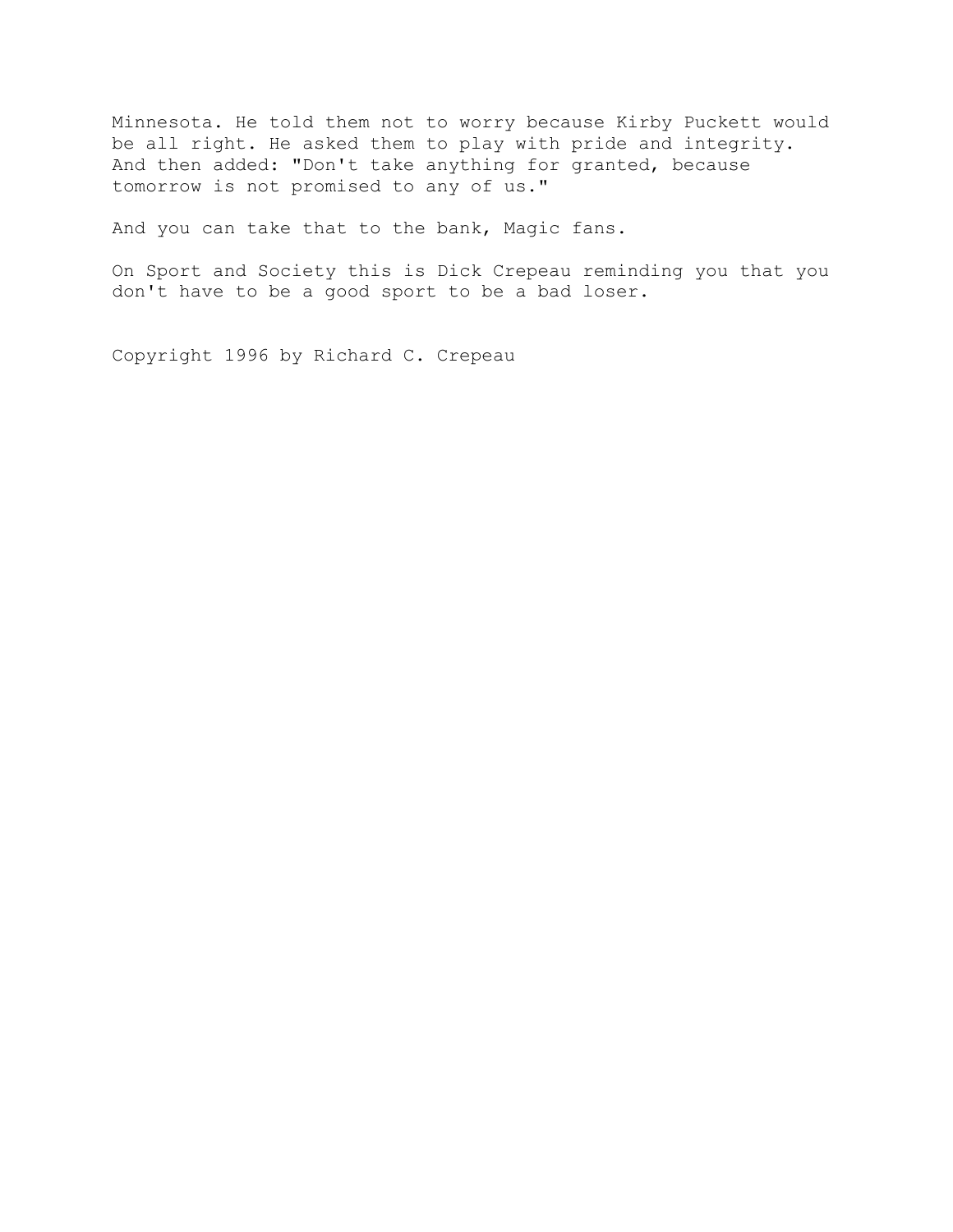Minnesota. He told them not to worry because Kirby Puckett would be all right. He asked them to play with pride and integrity. And then added: "Don't take anything for granted, because tomorrow is not promised to any of us."

And you can take that to the bank, Magic fans.

On Sport and Society this is Dick Crepeau reminding you that you don't have to be a good sport to be a bad loser.

Copyright 1996 by Richard C. Crepeau